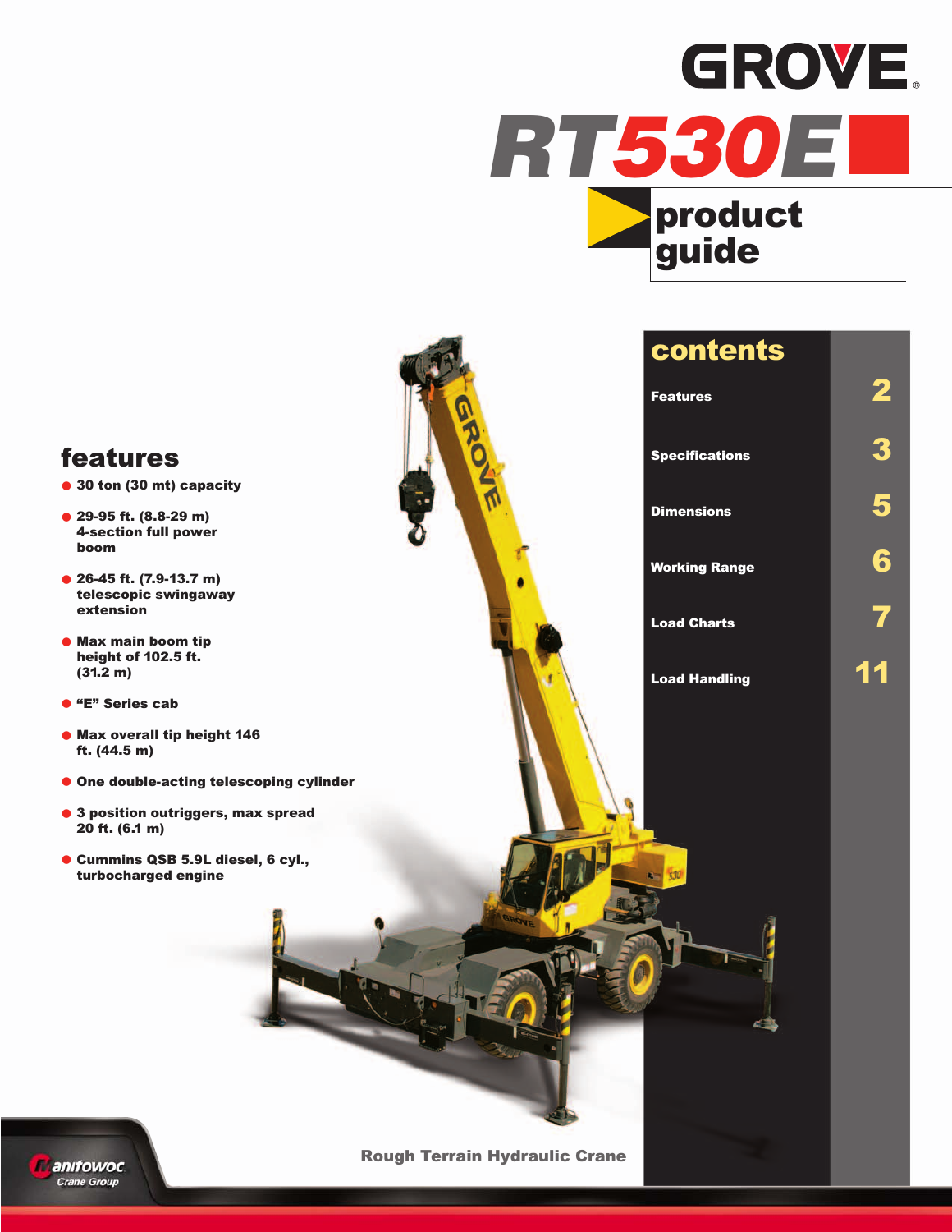# GROVE

# RT530E

## product guide

## features

- 30 ton (30 mt) capacity
- 29-95 ft. (8.8-29 m) 4-section full power boom
- 26-45 ft. (7.9-13.7 m) telescopic swingaway extension
- Max main boom tip height of 102.5 ft. (31.2 m)
- "E" Series cab
- Max overall tip height 146 ft. (44.5 m)
- One double-acting telescoping cylinder
- 3 position outriggers, max spread 20 ft. (6.1 m)
- Cummins QSB 5.9L diesel, 6 cyl., turbocharged engine

## contents

| | |
|---|---|
| Features | 2 |
| Specifications | 3 |
| Dimensions | 5 |
| Working Range | 6 |
| Load Charts | 7 |
| Load Handling | 11 |

Rough Terrain Hydraulic Crane

Manitowoc Crane Group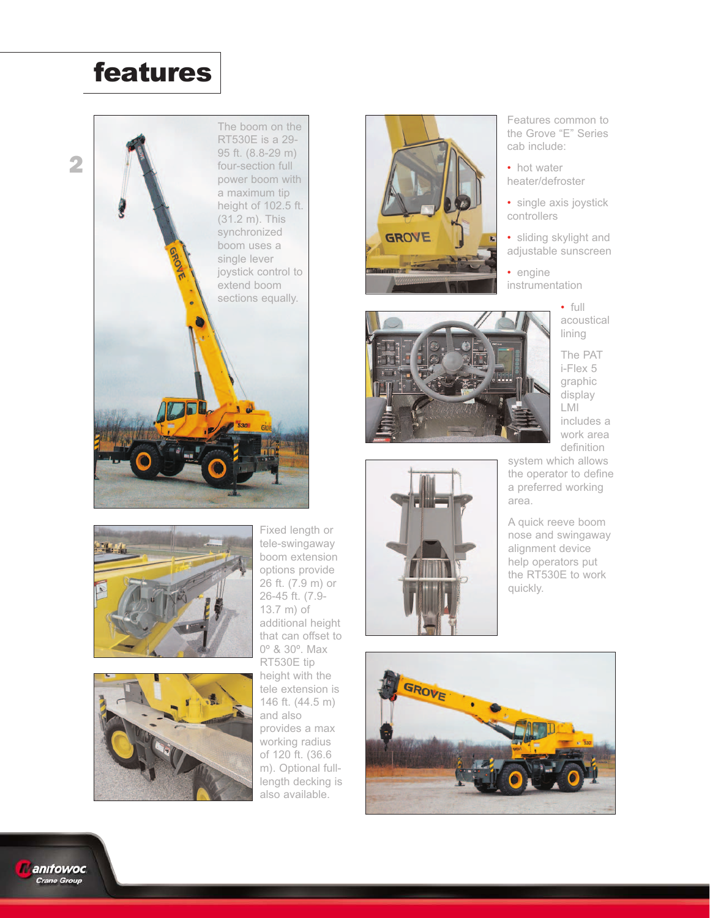# features

The boom on the RT530E is a 29-95 ft. (8.8-29 m) four-section full power boom with a maximum tip height of 102.5 ft. (31.2 m). This synchronized boom uses a single lever joystick control to extend boom sections equally.

Fixed length or tele-swingaway boom extension options provide 26 ft. (7.9 m) or 26-45 ft. (7.9-13.7 m) of additional height that can offset to 0º & 30º. Max RT530E tip height with the tele extension is 146 ft. (44.5 m) and also provides a max working radius of 120 ft. (36.6 m). Optional full-length decking is also available.

Features common to the Grove "E" Series cab include:

- hot water heater/defroster
- single axis joystick controllers
- sliding skylight and adjustable sunscreen
- engine instrumentation
- full acoustical lining

The PAT i-Flex 5 graphic display LMI includes a work area definition system which allows the operator to define a preferred working area.

A quick reeve boom nose and swingaway alignment device help operators put the RT530E to work quickly.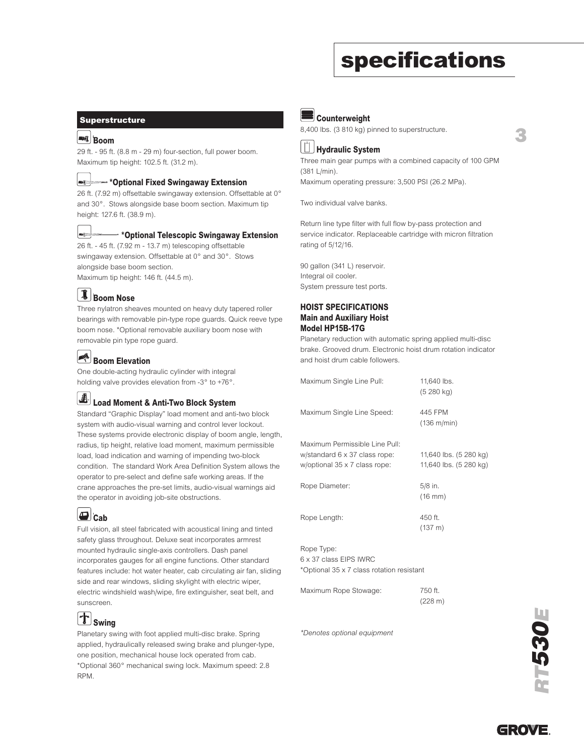# specifications

## Superstructure

### Boom

29 ft. - 95 ft. (8.8 m - 29 m) four-section, full power boom. Maximum tip height: 102.5 ft. (31.2 m).

### *Optional Fixed Swingaway Extension

26 ft. (7.92 m) offsettable swingaway extension. Offsettable at 0° and 30°. Stows alongside base boom section. Maximum tip height: 127.6 ft. (38.9 m).

### *Optional Telescopic Swingaway Extension

26 ft. - 45 ft. (7.92 m - 13.7 m) telescoping offsettable swingaway extension. Offsettable at 0° and 30°. Stows alongside base boom section.
Maximum tip height: 146 ft. (44.5 m).

### Boom Nose

Three nylatron sheaves mounted on heavy duty tapered roller bearings with removable pin-type rope guards. Quick reeve type boom nose. *Optional removable auxiliary boom nose with removable pin type rope guard.

### Boom Elevation

One double-acting hydraulic cylinder with integral holding valve provides elevation from -3° to +76°.

### Load Moment & Anti-Two Block System

Standard "Graphic Display" load moment and anti-two block system with audio-visual warning and control lever lockout. These systems provide electronic display of boom angle, length, radius, tip height, relative load moment, maximum permissible load, load indication and warning of impending two-block condition. The standard Work Area Definition System allows the operator to pre-select and define safe working areas. If the crane approaches the pre-set limits, audio-visual warnings aid the operator in avoiding job-site obstructions.

### Cab

Full vision, all steel fabricated with acoustical lining and tinted safety glass throughout. Deluxe seat incorporates armrest mounted hydraulic single-axis controllers. Dash panel incorporates gauges for all engine functions. Other standard features include: hot water heater, cab circulating air fan, sliding side and rear windows, sliding skylight with electric wiper, electric windshield wash/wipe, fire extinguisher, seat belt, and sunscreen.

### Swing

Planetary swing with foot applied multi-disc brake. Spring applied, hydraulically released swing brake and plunger-type, one position, mechanical house lock operated from cab. *Optional 360° mechanical swing lock. Maximum speed: 2.8 RPM.

### Counterweight

8,400 lbs. (3 810 kg) pinned to superstructure.

### Hydraulic System

Three main gear pumps with a combined capacity of 100 GPM (381 L/min).
Maximum operating pressure: 3,500 PSI (26.2 MPa).

Two individual valve banks.

Return line type filter with full flow by-pass protection and service indicator. Replaceable cartridge with micron filtration rating of 5/12/16.

90 gallon (341 L) reservoir.
Integral oil cooler.
System pressure test ports.

### HOIST SPECIFICATIONS
**Main and Auxiliary Hoist**
**Model HP15B-17G**

Planetary reduction with automatic spring applied multi-disc brake. Grooved drum. Electronic hoist drum rotation indicator and hoist drum cable followers.

| | |
|---|---|
| Maximum Single Line Pull: | 11,640 lbs. (5 280 kg) |
| Maximum Single Line Speed: | 445 FPM (136 m/min) |
| Maximum Permissible Line Pull: | |
| w/standard 6 x 37 class rope: | 11,640 lbs. (5 280 kg) |
| w/optional 35 x 7 class rope: | 11,640 lbs. (5 280 kg) |
| Rope Diameter: | 5/8 in. (16 mm) |
| Rope Length: | 450 ft. (137 m) |

Rope Type:
6 x 37 class EIPS IWRC
*Optional 35 x 7 class rotation resistant

| | |
|---|---|
| Maximum Rope Stowage: | 750 ft. (228 m) |

*\*Denotes optional equipment*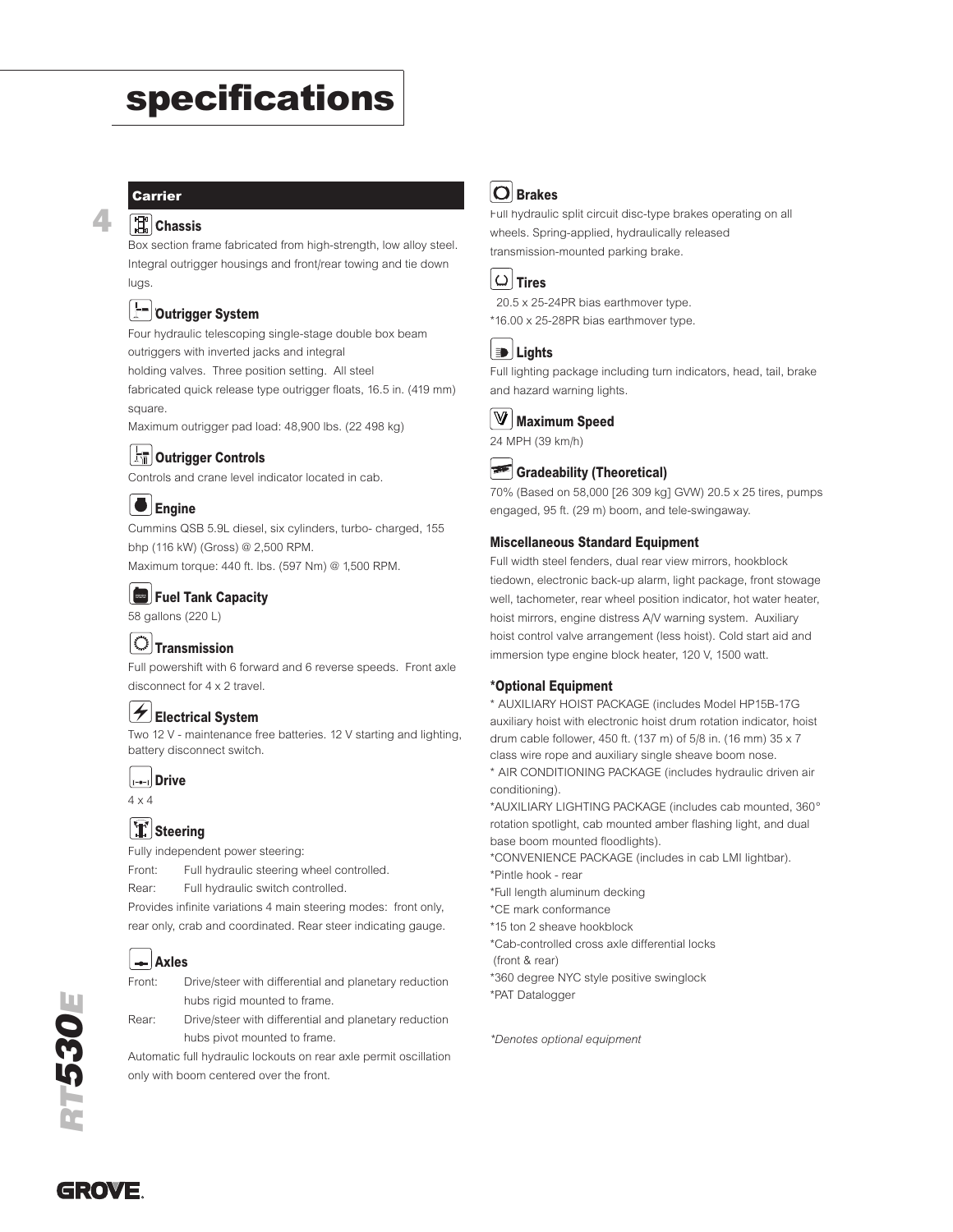# specifications

## Carrier

### Chassis

Box section frame fabricated from high-strength, low alloy steel. Integral outrigger housings and front/rear towing and tie down lugs.

### Outrigger System

Four hydraulic telescoping single-stage double box beam outriggers with inverted jacks and integral holding valves. Three position setting. All steel fabricated quick release type outrigger floats, 16.5 in. (419 mm) square.

Maximum outrigger pad load: 48,900 lbs. (22 498 kg)

### Outrigger Controls

Controls and crane level indicator located in cab.

### Engine

Cummins QSB 5.9L diesel, six cylinders, turbo- charged, 155 bhp (116 kW) (Gross) @ 2,500 RPM.

Maximum torque: 440 ft. lbs. (597 Nm) @ 1,500 RPM.

### Fuel Tank Capacity

58 gallons (220 L)

### Transmission

Full powershift with 6 forward and 6 reverse speeds. Front axle disconnect for 4 x 2 travel.

### Electrical System

Two 12 V - maintenance free batteries. 12 V starting and lighting, battery disconnect switch.

### Drive

4 x 4

### Steering

Fully independent power steering:

Front: Full hydraulic steering wheel controlled.

Rear: Full hydraulic switch controlled.

Provides infinite variations 4 main steering modes: front only, rear only, crab and coordinated. Rear steer indicating gauge.

### Axles

Front: Drive/steer with differential and planetary reduction hubs rigid mounted to frame.

Rear: Drive/steer with differential and planetary reduction hubs pivot mounted to frame.

Automatic full hydraulic lockouts on rear axle permit oscillation only with boom centered over the front.

### Brakes

Full hydraulic split circuit disc-type brakes operating on all wheels. Spring-applied, hydraulically released transmission-mounted parking brake.

### Tires

20.5 x 25-24PR bias earthmover type.

*16.00 x 25-28PR bias earthmover type.

### Lights

Full lighting package including turn indicators, head, tail, brake and hazard warning lights.

### Maximum Speed

24 MPH (39 km/h)

### Gradeability (Theoretical)

70% (Based on 58,000 [26 309 kg] GVW) 20.5 x 25 tires, pumps engaged, 95 ft. (29 m) boom, and tele-swingaway.

### Miscellaneous Standard Equipment

Full width steel fenders, dual rear view mirrors, hookblock tiedown, electronic back-up alarm, light package, front stowage well, tachometer, rear wheel position indicator, hot water heater, hoist mirrors, engine distress A/V warning system. Auxiliary hoist control valve arrangement (less hoist). Cold start aid and immersion type engine block heater, 120 V, 1500 watt.

### *Optional Equipment

* AUXILIARY HOIST PACKAGE (includes Model HP15B-17G auxiliary hoist with electronic hoist drum rotation indicator, hoist drum cable follower, 450 ft. (137 m) of 5/8 in. (16 mm) 35 x 7 class wire rope and auxiliary single sheave boom nose.

* AIR CONDITIONING PACKAGE (includes hydraulic driven air conditioning).

*AUXILIARY LIGHTING PACKAGE (includes cab mounted, 360° rotation spotlight, cab mounted amber flashing light, and dual base boom mounted floodlights).

*CONVENIENCE PACKAGE (includes in cab LMI lightbar).

*Pintle hook - rear

*Full length aluminum decking

*CE mark conformance

*15 ton 2 sheave hookblock

*Cab-controlled cross axle differential locks (front & rear)

*360 degree NYC style positive swinglock

*PAT Datalogger

*\*Denotes optional equipment*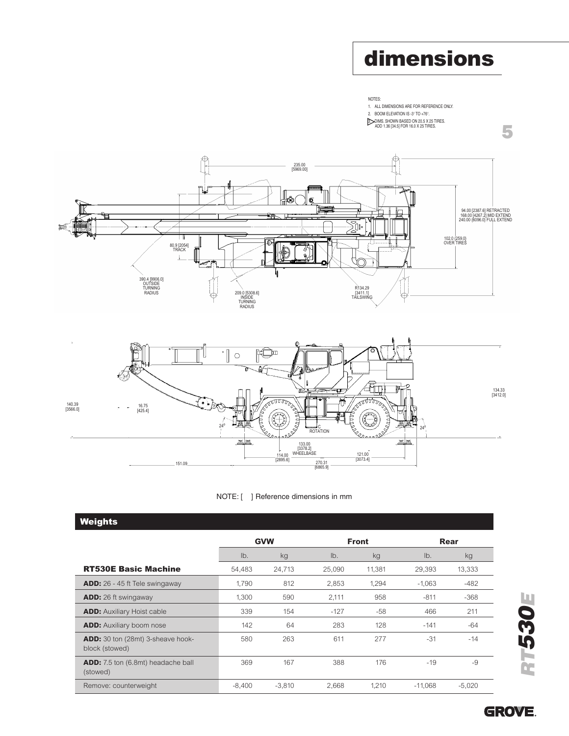# dimensions

NOTES:

1. ALL DIMENSIONS ARE FOR REFERENCE ONLY.
2. BOOM ELEVATION IS -3° TO +76°.
3. DIMS. SHOWN BASED ON 20.5 X 25 TIRES. ADD 1.36 [34.5] FOR 16.0 X 25 TIRES.

235.00 [5969.00]

94.00 [2387.6] RETRACTED
168.00 [4267.2] MID EXTEND
240.00 [6096.0] FULL EXTEND

102.0 [259.0] OVER TIRES

80.9 [2054] TRACK

390.4 [9906.0] OUTSIDE TURNING RADIUS

209.0 [5308.6] INSIDE TURNING RADIUS

R134.29 [3411.1] TAILSWING

134.33 [3412.0]

140.39 [3566.0]

16.75 [425.4]

24°

24°

C ROTATION

133.00 [3378.2] WHEELBASE

114.00 [2895.6]

121.00 [3073.4]

270.31 [6865.9]

151.09

NOTE: [ ] Reference dimensions in mm

## Weights

| | GVW | | Front | | Rear | |
|---|---|---|---|---|---|---|
| | lb. | kg | lb. | kg | lb. | kg |
| **RT530E Basic Machine** | 54,483 | 24,713 | 25,090 | 11,381 | 29,393 | 13,333 |
| **ADD:** 26 - 45 ft Tele swingaway | 1,790 | 812 | 2,853 | 1,294 | -1,063 | -482 |
| **ADD:** 26 ft swingaway | 1,300 | 590 | 2,111 | 958 | -811 | -368 |
| **ADD:** Auxiliary Hoist cable | 339 | 154 | -127 | -58 | 466 | 211 |
| **ADD:** Auxiliary boom nose | 142 | 64 | 283 | 128 | -141 | -64 |
| **ADD:** 30 ton (28mt) 3-sheave hook-block (stowed) | 580 | 263 | 611 | 277 | -31 | -14 |
| **ADD:** 7.5 ton (6.8mt) headache ball (stowed) | 369 | 167 | 388 | 176 | -19 | -9 |
| Remove: counterweight | -8,400 | -3,810 | 2,668 | 1,210 | -11,068 | -5,020 |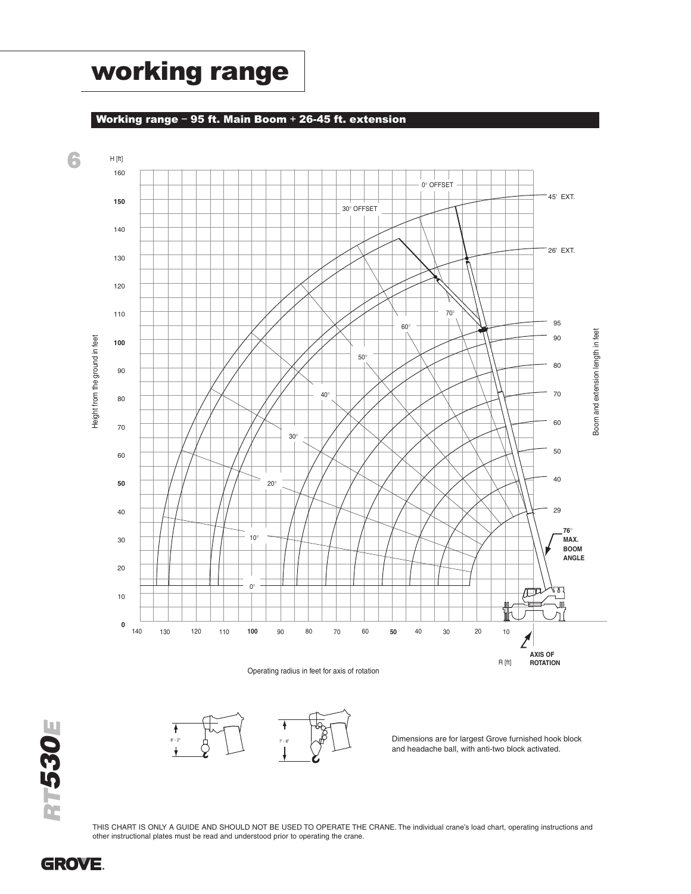# working range

## Working range – 95 ft. Main Boom + 26-45 ft. extension

Height from the ground in feet

H [ft]

Boom and extension length in feet

76° MAX. BOOM ANGLE

AXIS OF ROTATION

R [ft]

Operating radius in feet for axis of rotation

Dimensions are for largest Grove furnished hook block and headache ball, with anti-two block activated.

THIS CHART IS ONLY A GUIDE AND SHOULD NOT BE USED TO OPERATE THE CRANE. The individual crane's load chart, operating instructions and other instructional plates must be read and understood prior to operating the crane.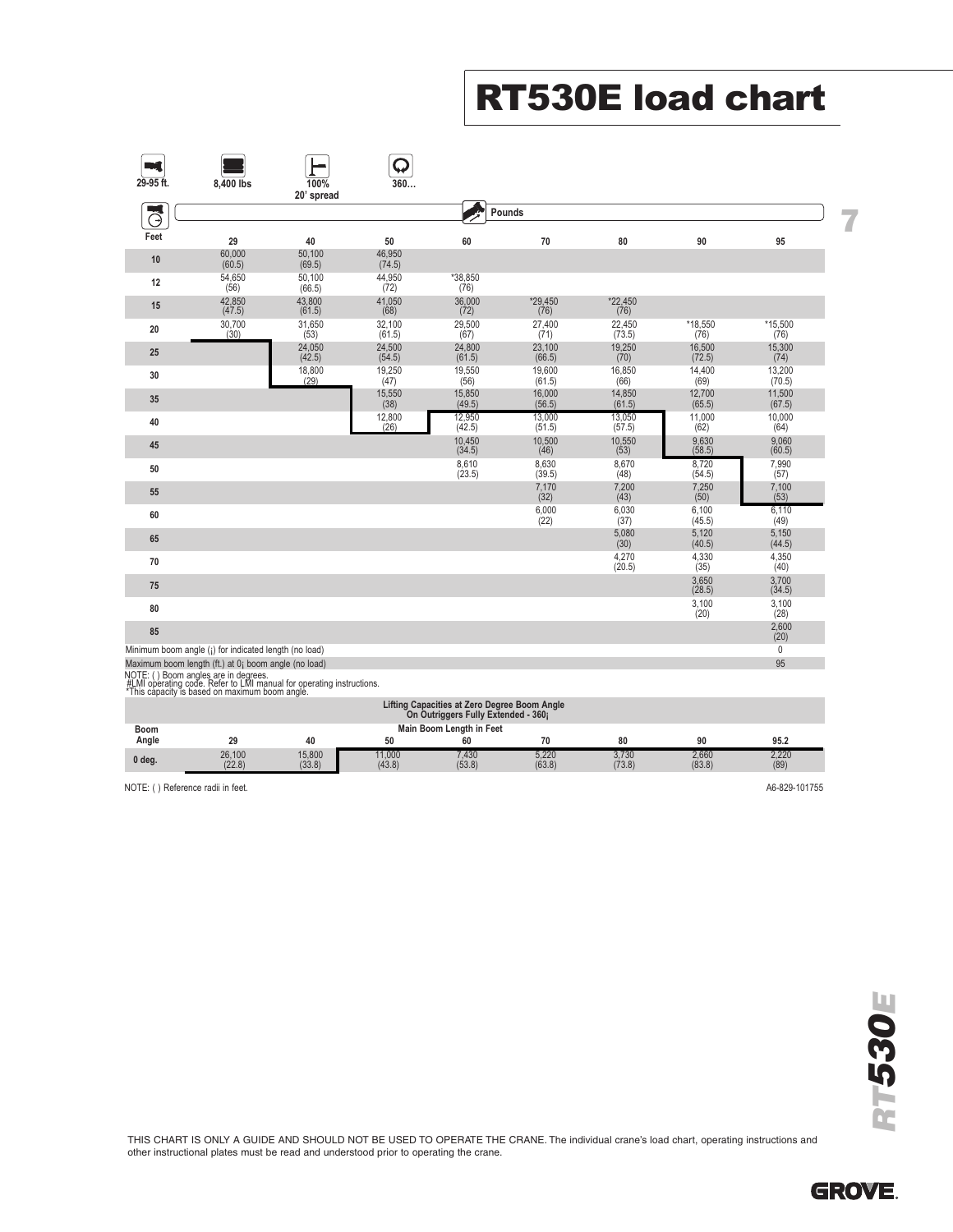# RT530E load chart

29-95 ft. | 8,400 lbs | 100% 20' spread | 360…

| Feet | 29 | 40 | 50 | 60 | 70 | 80 | 90 | 95 |
|---|---|---|---|---|---|---|---|---|
| 10 | 60,000 (60.5) | 50,100 (69.5) | 46,950 (74.5) | | | | | |
| 12 | 54,650 (56) | 50,100 (66.5) | 44,950 (72) | *38,850 (76) | | | | |
| 15 | 42,850 (47.5) | 43,800 (61.5) | 41,050 (68) | 36,000 (72) | *29,450 (76) | *22,450 (76) | | |
| 20 | 30,700 (30) | 31,650 (53) | 32,100 (61.5) | 29,500 (67) | 27,400 (71) | 22,450 (73.5) | *18,550 (76) | *15,500 (76) |
| 25 | | 24,050 (42.5) | 24,500 (54.5) | 24,800 (61.5) | 23,100 (66.5) | 19,250 (70) | 16,500 (72.5) | 15,300 (74) |
| 30 | | 18,800 (29) | 19,250 (47) | 19,550 (56) | 19,600 (61.5) | 16,850 (66) | 14,400 (69) | 13,200 (70.5) |
| 35 | | | 15,550 (38) | 15,850 (49.5) | 16,000 (56.5) | 14,850 (61.5) | 12,700 (65.5) | 11,500 (67.5) |
| 40 | | | 12,800 (26) | 12,950 (42.5) | 13,000 (51.5) | 13,050 (57.5) | 11,000 (62) | 10,000 (64) |
| 45 | | | | 10,450 (34.5) | 10,500 (46) | 10,550 (53) | 9,630 (58.5) | 9,060 (60.5) |
| 50 | | | | 8,610 (23.5) | 8,630 (39.5) | 8,670 (48) | 8,720 (54.5) | 7,990 (57) |
| 55 | | | | | 7,170 (32) | 7,200 (43) | 7,250 (50) | 7,100 (53) |
| 60 | | | | | 6,000 (22) | 6,030 (37) | 6,100 (45.5) | 6,110 (49) |
| 65 | | | | | | 5,080 (30) | 5,120 (40.5) | 5,150 (44.5) |
| 70 | | | | | | 4,270 (20.5) | 4,330 (35) | 4,350 (40) |
| 75 | | | | | | | 3,650 (28.5) | 3,700 (34.5) |
| 80 | | | | | | | 3,100 (20) | 3,100 (28) |
| 85 | | | | | | | | 2,600 (20) |
| Minimum boom angle (¡) for indicated length (no load) | | | | | | | | 0 |
| Maximum boom length (ft.) at 0¡ boom angle (no load) | | | | | | | | 95 |

NOTE: ( ) Boom angles are in degrees.
#LMI operating code. Refer to LMI manual for operating instructions.
*This capacity is based on maximum boom angle.

| Lifting Capacities at Zero Degree Boom Angle On Outriggers Fully Extended - 360¡ | | | | | | | | |
|---|---|---|---|---|---|---|---|---|
| Boom Angle | Main Boom Length in Feet | | | | | | | |
| | 29 | 40 | 50 | 60 | 70 | 80 | 90 | 95.2 |
| 0 deg. | 26,100 (22.8) | 15,800 (33.8) | 11,000 (43.8) | 7,430 (53.8) | 5,220 (63.8) | 3,730 (73.8) | 2,660 (83.8) | 2,220 (89) |

NOTE: ( ) Reference radii in feet.

A6-829-101755

THIS CHART IS ONLY A GUIDE AND SHOULD NOT BE USED TO OPERATE THE CRANE. The individual crane's load chart, operating instructions and other instructional plates must be read and understood prior to operating the crane.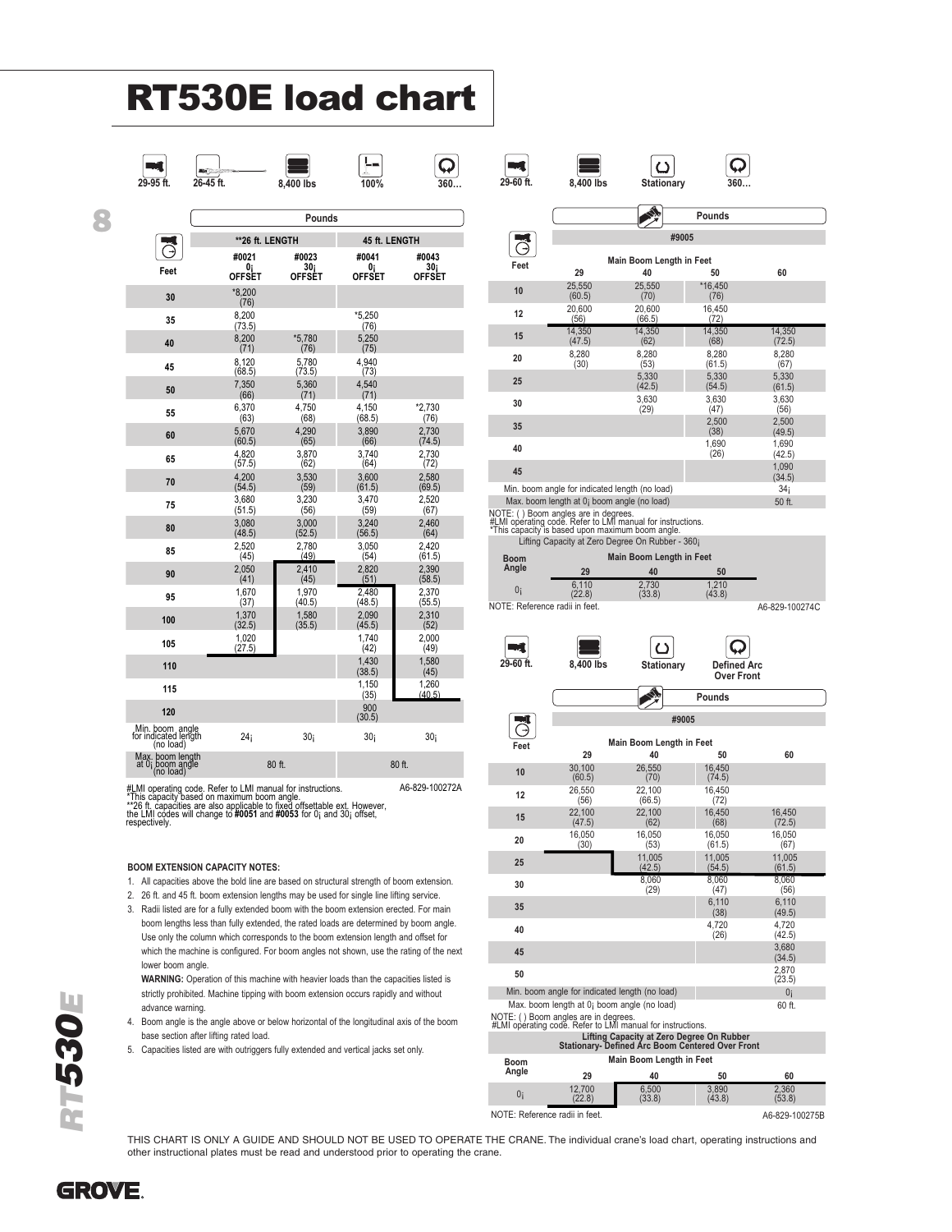# RT530E load chart

29-95 ft. | 26-45 ft. | 8,400 lbs | 100% | 360…

| Feet | **26 ft. LENGTH #0021 0¡ OFFSET | **26 ft. LENGTH #0023 30¡ OFFSET | 45 ft. LENGTH #0041 0¡ OFFSET | 45 ft. LENGTH #0043 30¡ OFFSET |
|---|---|---|---|---|
| | Pounds | | | |
| 30 | *8,200 (76) | | | |
| 35 | 8,200 (73.5) | | *5,250 (76) | |
| 40 | 8,200 (71) | *5,780 (76) | 5,250 (75) | |
| 45 | 8,120 (68.5) | 5,780 (73.5) | 4,940 (73) | |
| 50 | 7,350 (66) | 5,360 (71) | 4,540 (71) | |
| 55 | 6,370 (63) | 4,750 (68) | 4,150 (68.5) | *2,730 (76) |
| 60 | 5,670 (60.5) | 4,290 (65) | 3,890 (66) | 2,730 (74.5) |
| 65 | 4,820 (57.5) | 3,870 (62) | 3,740 (64) | 2,730 (72) |
| 70 | 4,200 (54.5) | 3,530 (59) | 3,600 (61.5) | 2,580 (69.5) |
| 75 | 3,680 (51.5) | 3,230 (56) | 3,470 (59) | 2,520 (67) |
| 80 | 3,080 (48.5) | 3,000 (52.5) | 3,240 (56.5) | 2,460 (64) |
| 85 | 2,520 (45) | 2,780 (49) | 3,050 (54) | 2,420 (61.5) |
| 90 | 2,050 (41) | 2,410 (45) | 2,820 (51) | 2,390 (58.5) |
| 95 | 1,670 (37) | 1,970 (40.5) | 2,480 (48.5) | 2,370 (55.5) |
| 100 | 1,370 (32.5) | 1,580 (35.5) | 2,090 (45.5) | 2,310 (52) |
| 105 | 1,020 (27.5) | | 1,740 (42) | 2,000 (49) |
| 110 | | | 1,430 (38.5) | 1,580 (45) |
| 115 | | | 1,150 (35) | 1,260 (40.5) |
| 120 | | | 900 (30.5) | |
| Min. boom angle for indicated length (no load) | 24¡ | 30¡ | 30¡ | 30¡ |
| Max. boom length at 0¡ boom angle (no load) | 80 ft. | | 80 ft. | |

#LMI operating code. Refer to LMI manual for instructions.
*This capacity based on maximum boom angle.
**26 ft. capacities are also applicable to fixed offsettable ext. However, the LMI codes will change to **#0051** and **#0053** for 0¡ and 30¡ offset, respectively.

A6-829-100272A

**BOOM EXTENSION CAPACITY NOTES:**

1. All capacities above the bold line are based on structural strength of boom extension.
2. 26 ft. and 45 ft. boom extension lengths may be used for single line lifting service.
3. Radii listed are for a fully extended boom with the boom extension erected. For main boom lengths less than fully extended, the rated loads are determined by boom angle. Use only the column which corresponds to the boom extension length and offset for which the machine is configured. For boom angles not shown, use the rating of the next lower boom angle.

   **WARNING:** Operation of this machine with heavier loads than the capacities listed is strictly prohibited. Machine tipping with boom extension occurs rapidly and without advance warning.
4. Boom angle is the angle above or below horizontal of the longitudinal axis of the boom base section after lifting rated load.
5. Capacities listed are with outriggers fully extended and vertical jacks set only.

29-60 ft. | 8,400 lbs | Stationary | 360…

#9005 — Pounds

| Feet | Main Boom Length in Feet 29 | 40 | 50 | 60 |
|---|---|---|---|---|
| 10 | 25,550 (60.5) | 25,550 (70) | *16,450 (76) | |
| 12 | 20,600 (56) | 20,600 (66.5) | 16,450 (72) | |
| 15 | 14,350 (47.5) | 14,350 (62) | 14,350 (68) | 14,350 (72.5) |
| 20 | 8,280 (30) | 8,280 (53) | 8,280 (61.5) | 8,280 (67) |
| 25 | | 5,330 (42.5) | 5,330 (54.5) | 5,330 (61.5) |
| 30 | | 3,630 (29) | 3,630 (47) | 3,630 (56) |
| 35 | | | 2,500 (38) | 2,500 (49.5) |
| 40 | | | 1,690 (26) | 1,690 (42.5) |
| 45 | | | | 1,090 (34.5) |
| Min. boom angle for indicated length (no load) | | | | 34¡ |
| Max. boom length at 0¡ boom angle (no load) | | | | 50 ft. |

NOTE: ( ) Boom angles are in degrees.
#LMI operating code. Refer to LMI manual for instructions.
*This capacity is based upon maximum boom angle.

Lifting Capacity at Zero Degree On Rubber - 360¡

| Boom Angle | Main Boom Length in Feet 29 | 40 | 50 |
|---|---|---|---|
| 0¡ | 6,110 (22.8) | 2,730 (33.8) | 1,210 (43.8) |

NOTE: Reference radii in feet.

A6-829-100274C

29-60 ft. | 8,400 lbs | Stationary | Defined Arc Over Front

#9005 — Pounds

| Feet | Main Boom Length in Feet 29 | 40 | 50 | 60 |
|---|---|---|---|---|
| 10 | 30,100 (60.5) | 26,550 (70) | 16,450 (74.5) | |
| 12 | 26,550 (56) | 22,100 (66.5) | 16,450 (72) | |
| 15 | 22,100 (47.5) | 22,100 (62) | 16,450 (68) | 16,450 (72.5) |
| 20 | 16,050 (30) | 16,050 (53) | 16,050 (61.5) | 16,050 (67) |
| 25 | | 11,005 (42.5) | 11,005 (54.5) | 11,005 (61.5) |
| 30 | | 8,060 (29) | 8,060 (47) | 8,060 (56) |
| 35 | | | 6,110 (38) | 6,110 (49.5) |
| 40 | | | 4,720 (26) | 4,720 (42.5) |
| 45 | | | | 3,680 (34.5) |
| 50 | | | | 2,870 (23.5) |
| Min. boom angle for indicated length (no load) | | | | 0¡ |
| Max. boom length at 0¡ boom angle (no load) | | | | 60 ft. |

NOTE: ( ) Boom angles are in degrees.
#LMI operating code. Refer to LMI manual for instructions.

Lifting Capacity at Zero Degree On Rubber Stationary- Defined Arc Boom Centered Over Front

| Boom Angle | Main Boom Length in Feet 29 | 40 | 50 | 60 |
|---|---|---|---|---|
| 0¡ | 12,700 (22.8) | 6,500 (33.8) | 3,890 (43.8) | 2,360 (53.8) |

NOTE: Reference radii in feet.

A6-829-100275B

THIS CHART IS ONLY A GUIDE AND SHOULD NOT BE USED TO OPERATE THE CRANE. The individual crane's load chart, operating instructions and other instructional plates must be read and understood prior to operating the crane.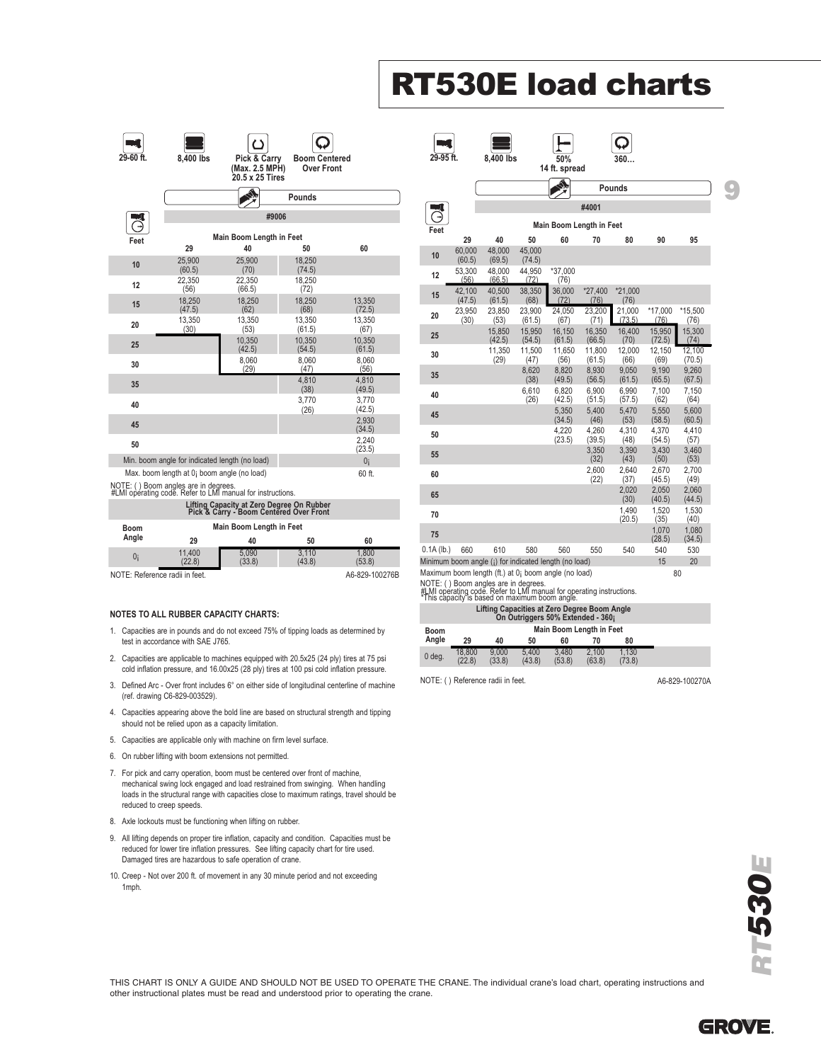# RT530E load charts

**29-60 ft. | 8,400 lbs | Pick & Carry (Max. 2.5 MPH) 20.5 x 25 Tires | Boom Centered Over Front**

Pounds

#9006

| Feet | Main Boom Length in Feet | | | |
|---|---|---|---|---|
| | 29 | 40 | 50 | 60 |
| 10 | 25,900 (60.5) | 25,900 (70) | 18,250 (74.5) | |
| 12 | 22,350 (56) | 22,350 (66.5) | 18,250 (72) | |
| 15 | 18,250 (47.5) | 18,250 (62) | 18,250 (68) | 13,350 (72.5) |
| 20 | 13,350 (30) | 13,350 (53) | 13,350 (61.5) | 13,350 (67) |
| 25 | | 10,350 (42.5) | 10,350 (54.5) | 10,350 (61.5) |
| 30 | | 8,060 (29) | 8,060 (47) | 8,060 (56) |
| 35 | | | 4,810 (38) | 4,810 (49.5) |
| 40 | | | 3,770 (26) | 3,770 (42.5) |
| 45 | | | | 2,930 (34.5) |
| 50 | | | | 2,240 (23.5) |
| Min. boom angle for indicated length (no load) | | | | 0° |
| Max. boom length at 0° boom angle (no load) | | | | 60 ft. |

NOTE: ( ) Boom angles are in degrees.
#LMI operating code. Refer to LMI manual for instructions.

**Lifting Capacity at Zero Degree On Rubber Pick & Carry - Boom Centered Over Front**

| Boom Angle | Main Boom Length in Feet | | | |
|---|---|---|---|---|
| | 29 | 40 | 50 | 60 |
| 0° | 11,400 (22.8) | 5,090 (33.8) | 3,110 (43.8) | 1,800 (53.8) |

NOTE: Reference radii in feet.

A6-829-100276B

**29-95 ft. | 8,400 lbs | 50% 14 ft. spread | 360°**

Pounds

#4001

| Feet | Main Boom Length in Feet | | | | | | | |
|---|---|---|---|---|---|---|---|---|
| | 29 | 40 | 50 | 60 | 70 | 80 | 90 | 95 |
| 10 | 60,000 (60.5) | 48,000 (69.5) | 45,000 (74.5) | | | | | |
| 12 | 53,300 (56) | 48,000 (66.5) | 44,950 (72) | *37,000 (76) | | | | |
| 15 | 42,100 (47.5) | 40,500 (61.5) | 38,350 (68) | 36,000 (72) | *27,400 (76) | *21,000 (76) | | |
| 20 | 23,950 (30) | 23,850 (53) | 23,900 (61.5) | 24,050 (67) | 23,200 (71) | 21,000 (73.5) | *17,000 (76) | *15,500 (76) |
| 25 | | 15,850 (42.5) | 15,950 (54.5) | 16,150 (61.5) | 16,350 (66.5) | 16,400 (70) | 15,950 (72.5) | 15,300 (74) |
| 30 | | 11,350 (29) | 11,500 (47) | 11,650 (56) | 11,800 (61.5) | 12,000 (66) | 12,150 (69) | 12,100 (70.5) |
| 35 | | | 8,620 (38) | 8,820 (49.5) | 8,930 (56.5) | 9,050 (61.5) | 9,190 (65.5) | 9,260 (67.5) |
| 40 | | | 6,610 (26) | 6,820 (42.5) | 6,900 (51.5) | 6,990 (57.5) | 7,100 (62) | 7,150 (64) |
| 45 | | | | 5,350 (34.5) | 5,400 (46) | 5,470 (53) | 5,550 (58.5) | 5,600 (60.5) |
| 50 | | | | 4,220 (23.5) | 4,260 (39.5) | 4,310 (48) | 4,370 (54.5) | 4,410 (57) |
| 55 | | | | | 3,350 (32) | 3,390 (43) | 3,430 (50) | 3,460 (53) |
| 60 | | | | | 2,600 (22) | 2,640 (37) | 2,670 (45.5) | 2,700 (49) |
| 65 | | | | | | 2,020 (30) | 2,050 (40.5) | 2,060 (44.5) |
| 70 | | | | | | 1,490 (20.5) | 1,520 (35) | 1,530 (40) |
| 75 | | | | | | | 1,070 (28.5) | 1,080 (34.5) |
| 0.1A (lb.) | 660 | 610 | 580 | 560 | 550 | 540 | 540 | 530 |
| Minimum boom angle (°) for indicated length (no load) | | | | | | | 15 | 20 |
| Maximum boom length (ft.) at 0° boom angle (no load) | | | | | | 80 | | |

NOTE: ( ) Boom angles are in degrees.
#LMI operating code. Refer to LMI manual for operating instructions.
*This capacity is based on maximum boom angle.

**Lifting Capacities at Zero Degree Boom Angle On Outriggers 50% Extended - 360°**

| Boom Angle | Main Boom Length in Feet | | | | | |
|---|---|---|---|---|---|---|
| | 29 | 40 | 50 | 60 | 70 | 80 |
| 0 deg. | 18,800 (22.8) | 9,000 (33.8) | 5,400 (43.8) | 3,480 (53.8) | 2,100 (63.8) | 1,130 (73.8) |

NOTE: ( ) Reference radii in feet.

A6-829-100270A

### NOTES TO ALL RUBBER CAPACITY CHARTS:

1. Capacities are in pounds and do not exceed 75% of tipping loads as determined by test in accordance with SAE J765.
2. Capacities are applicable to machines equipped with 20.5x25 (24 ply) tires at 75 psi cold inflation pressure, and 16.00x25 (28 ply) tires at 100 psi cold inflation pressure.
3. Defined Arc - Over front includes 6° on either side of longitudinal centerline of machine (ref. drawing C6-829-003529).
4. Capacities appearing above the bold line are based on structural strength and tipping should not be relied upon as a capacity limitation.
5. Capacities are applicable only with machine on firm level surface.
6. On rubber lifting with boom extensions not permitted.
7. For pick and carry operation, boom must be centered over front of machine, mechanical swing lock engaged and load restrained from swinging. When handling loads in the structural range with capacities close to maximum ratings, travel should be reduced to creep speeds.
8. Axle lockouts must be functioning when lifting on rubber.
9. All lifting depends on proper tire inflation, capacity and condition. Capacities must be reduced for lower tire inflation pressures. See lifting capacity chart for tire used. Damaged tires are hazardous to safe operation of crane.
10. Creep - Not over 200 ft. of movement in any 30 minute period and not exceeding 1mph.

THIS CHART IS ONLY A GUIDE AND SHOULD NOT BE USED TO OPERATE THE CRANE. The individual crane's load chart, operating instructions and other instructional plates must be read and understood prior to operating the crane.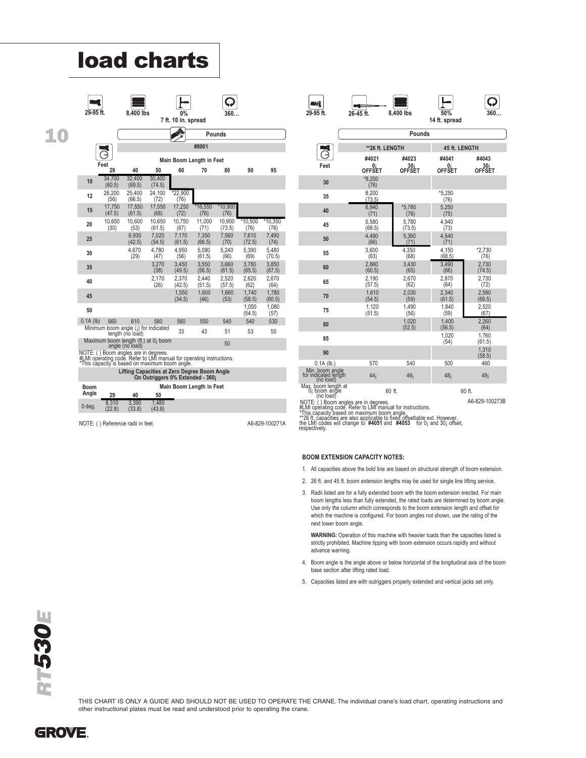# load charts

**29-95 ft. | 8,400 lbs | 0% 7 ft. 10 in. spread | 360°**

Pounds

#8001

| Feet | 29 | 40 | 50 | 60 | 70 | 80 | 90 | 95 |
|---|---|---|---|---|---|---|---|---|
| | **Main Boom Length in Feet** | | | | | | | |
| 10 | 34,700 (60.5) | 32,400 (69.5) | 30,400 (74.5) | | | | | |
| 12 | 26,200 (56) | 25,400 (66.5) | 24,100 (72) | *22,900 (76) | | | | |
| 15 | 17,750 (47.5) | 17,550 (61.5) | 17,550 (68) | 17,250 (72) | *16,550 (76) | *10,900 (76) | | |
| 20 | 10,650 (30) | 10,600 (53) | 10,650 (61.5) | 10,750 (67) | 11,000 (71) | 10,900 (73.5) | *10,500 (76) | *10,350 (76) |
| 25 | | 6,930 (42.5) | 7,020 (54.5) | 7,170 (61.5) | 7,350 (66.5) | 7,560 (70) | 7,610 (72.5) | 7,490 (74) |
| 30 | | 4,670 (29) | 4,780 (47) | 4,950 (56) | 5,080 (61.5) | 5,240 (66) | 5,390 (69) | 5,480 (70.5) |
| 35 | | | 3,270 (38) | 3,450 (49.5) | 3,550 (56.5) | 3,660 (61.5) | 3,780 (65.5) | 3,850 (67.5) |
| 40 | | | 2,170 (26) | 2,370 (42.5) | 2,440 (51.5) | 2,520 (57.5) | 2,620 (62) | 2,670 (64) |
| 45 | | | | 1,550 (34.5) | 1,600 (46) | 1,660 (53) | 1,740 (58.5) | 1,780 (60.5) |
| 50 | | | | | | | 1,050 (54.5) | 1,080 (57) |
| 0.1A (lb) | 660 | 610 | 580 | 560 | 550 | 540 | 540 | 530 |
| Minimum boom angle (°) for indicated length (no load) | | | | 33 | 43 | 51 | 53 | 55 |
| Maximum boom length (ft.) at 0° boom angle (no load) | | | | | | 50 | | |

NOTE: ( ) Boom angles are in degrees.
#LMI operating code. Refer to LMI manual for operating instructions.
*This capacity is based on maximum boom angle.

**Lifting Capacities at Zero Degree Boom Angle On Outriggers 0% Extended - 360°**

| Boom Angle | 29 | 40 | 50 |
|---|---|---|---|
| | **Main Boom Length in Feet** | | |
| 0 deg. | 8,310 (22.8) | 3,390 (33.8) | 1,480 (43.8) |

NOTE: ( ) Reference radii in feet.

A6-829-100271A

**29-95 ft. | 26-45 ft. | 8,400 lbs | 50% 14 ft. spread | 360°**

Pounds

| Feet | **26 ft. LENGTH #4021 0° OFFSET | **26 ft. LENGTH #4023 30° OFFSET | 45 ft. LENGTH #4041 0° OFFSET | 45 ft. LENGTH #4043 30° OFFSET |
|---|---|---|---|---|
| 30 | *8,200 (76) | | | |
| 35 | 8,200 (73.5) | | *5,250 (76) | |
| 40 | 6,940 (71) | *5,780 (76) | 5,250 (75) | |
| 45 | 5,580 (68.5) | 5,780 (73.5) | 4,940 (73) | |
| 50 | 4,490 (66) | 5,360 (71) | 4,540 (71) | |
| 55 | 3,600 (63) | 4,350 (68) | 4,150 (68.5) | *2,730 (76) |
| 60 | 2,860 (60.5) | 3,430 (65) | 3,490 (66) | 2,730 (74.5) |
| 65 | 2,190 (57.5) | 2,670 (62) | 2,870 (64) | 2,730 (72) |
| 70 | 1,610 (54.5) | 2,030 (59) | 2,340 (61.5) | 2,580 (69.5) |
| 75 | 1,120 (51.5) | 1,490 (56) | 1,840 (59) | 2,520 (67) |
| 80 | | 1,020 (52.5) | 1,400 (56.5) | 2,260 (64) |
| 85 | | | 1,020 (54) | 1,760 (61.5) |
| 90 | | | | 1,310 (58.5) |
| 0.1A (lb.) | 570 | 540 | 500 | 460 |
| Min. boom angle for indicated length (no load) | 44° | 46° | 48° | 49° |
| Max. boom length at 0° boom angle (no load) | 60 ft. | | 60 ft. | |

NOTE: ( ) Boom angles are in degrees.
#LMI operating code. Refer to LMI manual for instructions.
*This capacity based on maximum boom angle.
**26 ft. capacities are also applicable to fixed offsettable ext. However, the LMI codes will change to **#4051** and **#4053** for 0° and 30° offset, respectively.

A6-829-100273B

**BOOM EXTENSION CAPACITY NOTES:**

1. All capacities above the bold line are based on structural strength of boom extension.
2. 26 ft. and 45 ft. boom extension lengths may be used for single line lifting service.
3. Radii listed are for a fully extended boom with the boom extension erected. For main boom lengths less than fully extended, the rated loads are determined by boom angle. Use only the column which corresponds to the boom extension length and offset for which the machine is configured. For boom angles not shown, use the rating of the next lower boom angle.

   **WARNING:** Operation of this machine with heavier loads than the capacities listed is strictly prohibited. Machine tipping with boom extension occurs rapidly and without advance warning.

4. Boom angle is the angle above or below horizontal of the longitudinal axis of the boom base section after lifting rated load.
5. Capacities listed are with outriggers properly extended and vertical jacks set only.

THIS CHART IS ONLY A GUIDE AND SHOULD NOT BE USED TO OPERATE THE CRANE. The individual crane's load chart, operating instructions and other instructional plates must be read and understood prior to operating the crane.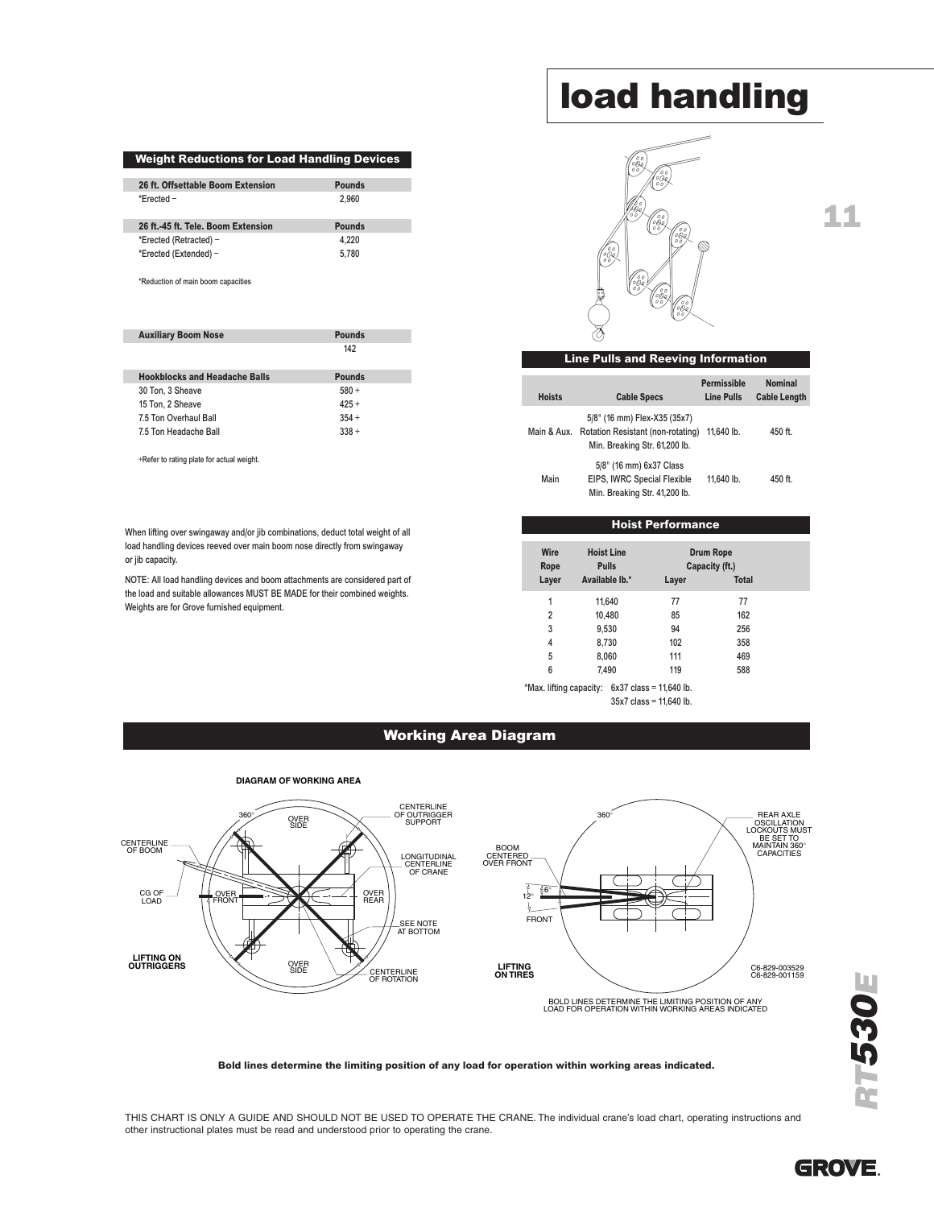# load handling

## Weight Reductions for Load Handling Devices

| 26 ft. Offsettable Boom Extension | Pounds |
|---|---|
| *Erected – | 2,960 |

| 26 ft.-45 ft. Tele. Boom Extension | Pounds |
|---|---|
| *Erected (Retracted) – | 4,220 |
| *Erected (Extended) – | 5,780 |

*Reduction of main boom capacities

| Auxiliary Boom Nose | Pounds |
|---|---|
| | 142 |

| Hookblocks and Headache Balls | Pounds |
|---|---|
| 30 Ton, 3 Sheave | 580 + |
| 15 Ton, 2 Sheave | 425 + |
| 7.5 Ton Overhaul Ball | 354 + |
| 7.5 Ton Headache Ball | 338 + |

+Refer to rating plate for actual weight.

When lifting over swingaway and/or jib combinations, deduct total weight of all load handling devices reeved over main boom nose directly from swingaway or jib capacity.

NOTE: All load handling devices and boom attachments are considered part of the load and suitable allowances MUST BE MADE for their combined weights. Weights are for Grove furnished equipment.

## Line Pulls and Reeving Information

| Hoists | Cable Specs | Permissible Line Pulls | Nominal Cable Length |
|---|---|---|---|
| Main & Aux. | 5/8" (16 mm) Flex-X35 (35x7) Rotation Resistant (non-rotating) Min. Breaking Str. 61,200 lb. | 11,640 lb. | 450 ft. |
| Main | 5/8" (16 mm) 6x37 Class EIPS, IWRC Special Flexible Min. Breaking Str. 41,200 lb. | 11,640 lb. | 450 ft. |

## Hoist Performance

| Wire Rope Layer | Hoist Line Pulls Available lb.* | Drum Rope Capacity (ft.) Layer | Total |
|---|---|---|---|
| 1 | 11,640 | 77 | 77 |
| 2 | 10,480 | 85 | 162 |
| 3 | 9,530 | 94 | 256 |
| 4 | 8,730 | 102 | 358 |
| 5 | 8,060 | 111 | 469 |
| 6 | 7,490 | 119 | 588 |

*Max. lifting capacity: 6x37 class = 11,640 lb.
35x7 class = 11,640 lb.

## Working Area Diagram

DIAGRAM OF WORKING AREA

LIFTING ON OUTRIGGERS: 360°, OVER SIDE, OVER FRONT, OVER REAR, OVER SIDE, CENTERLINE OF BOOM, CG OF LOAD, CENTERLINE OF OUTRIGGER SUPPORT, LONGITUDINAL CENTERLINE OF CRANE, SEE NOTE AT BOTTOM, CENTERLINE OF ROTATION

LIFTING ON TIRES: 360°, BOOM CENTERED OVER FRONT, 6°, 12°, FRONT, REAR AXLE OSCILLATION LOCKOUTS MUST BE SET TO MAINTAIN 360° CAPACITIES

C6-829-003529
C6-829-001159

BOLD LINES DETERMINE THE LIMITING POSITION OF ANY LOAD FOR OPERATION WITHIN WORKING AREAS INDICATED

**Bold lines determine the limiting position of any load for operation within working areas indicated.**

THIS CHART IS ONLY A GUIDE AND SHOULD NOT BE USED TO OPERATE THE CRANE. The individual crane's load chart, operating instructions and other instructional plates must be read and understood prior to operating the crane.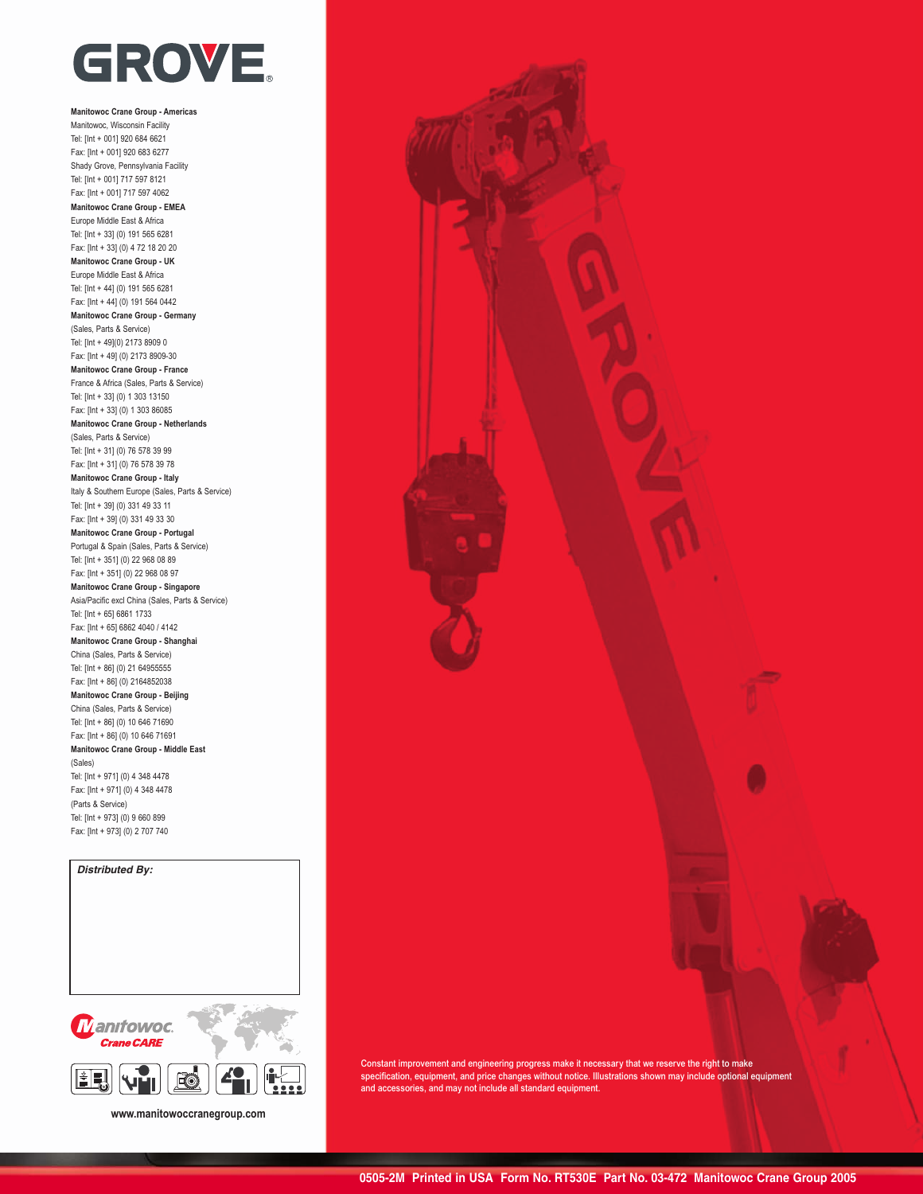# GROVE

**Manitowoc Crane Group - Americas**
Manitowoc, Wisconsin Facility
Tel: [Int + 001] 920 684 6621
Fax: [Int + 001] 920 683 6277
Shady Grove, Pennsylvania Facility
Tel: [Int + 001] 717 597 8121
Fax: [Int + 001] 717 597 4062

**Manitowoc Crane Group - EMEA**
Europe Middle East & Africa
Tel: [Int + 33] (0) 191 565 6281
Fax: [Int + 33] (0) 4 72 18 20 20

**Manitowoc Crane Group - UK**
Europe Middle East & Africa
Tel: [Int + 44] (0) 191 565 6281
Fax: [Int + 44] (0) 191 564 0442

**Manitowoc Crane Group - Germany**
(Sales, Parts & Service)
Tel: [Int + 49](0) 2173 8909 0
Fax: [Int + 49] (0) 2173 8909-30

**Manitowoc Crane Group - France**
France & Africa (Sales, Parts & Service)
Tel: [Int + 33] (0) 1 303 13150
Fax: [Int + 33] (0) 1 303 86085

**Manitowoc Crane Group - Netherlands**
(Sales, Parts & Service)
Tel: [Int + 31] (0) 76 578 39 99
Fax: [Int + 31] (0) 76 578 39 78

**Manitowoc Crane Group - Italy**
Italy & Southern Europe (Sales, Parts & Service)
Tel: [Int + 39] (0) 331 49 33 11
Fax: [Int + 39] (0) 331 49 33 30

**Manitowoc Crane Group - Portugal**
Portugal & Spain (Sales, Parts & Service)
Tel: [Int + 351] (0) 22 968 08 89
Fax: [Int + 351] (0) 22 968 08 97

**Manitowoc Crane Group - Singapore**
Asia/Pacific excl China (Sales, Parts & Service)
Tel: [Int + 65] 6861 1733
Fax: [Int + 65] 6862 4040 / 4142

**Manitowoc Crane Group - Shanghai**
China (Sales, Parts & Service)
Tel: [Int + 86] (0) 21 64955555
Fax: [Int + 86] (0) 2164852038

**Manitowoc Crane Group - Beijing**
China (Sales, Parts & Service)
Tel: [Int + 86] (0) 10 646 71690
Fax: [Int + 86] (0) 10 646 71691

**Manitowoc Crane Group - Middle East**
(Sales)
Tel: [Int + 971] (0) 4 348 4478
Fax: [Int + 971] (0) 4 348 4478
(Parts & Service)
Tel: [Int + 973] (0) 9 660 899
Fax: [Int + 973] (0) 2 707 740

***Distributed By:***

Manitowoc Crane CARE

www.manitowoccranegroup.com

Constant improvement and engineering progress make it necessary that we reserve the right to make specification, equipment, and price changes without notice. Illustrations shown may include optional equipment and accessories, and may not include all standard equipment.

**0505-2M Printed in USA Form No. RT530E Part No. 03-472 Manitowoc Crane Group 2005**